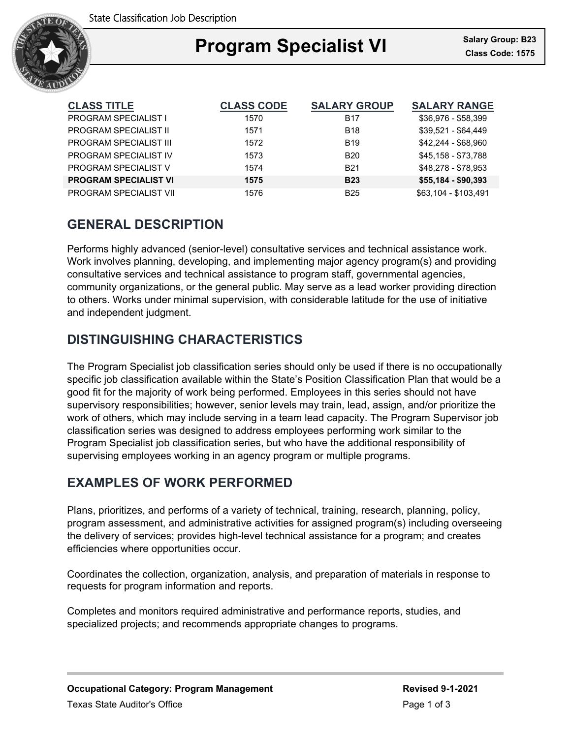# Program Specialist VI

**Salary Group: B23**
**Class Code: 1575**

| CLASS TITLE | CLASS CODE | SALARY GROUP | SALARY RANGE |
|---|---|---|---|
| PROGRAM SPECIALIST I | 1570 | B17 | $36,976 - $58,399 |
| PROGRAM SPECIALIST II | 1571 | B18 | $39,521 - $64,449 |
| PROGRAM SPECIALIST III | 1572 | B19 | $42,244 - $68,960 |
| PROGRAM SPECIALIST IV | 1573 | B20 | $45,158 - $73,788 |
| PROGRAM SPECIALIST V | 1574 | B21 | $48,278 - $78,953 |
| **PROGRAM SPECIALIST VI** | **1575** | **B23** | **$55,184 - $90,393** |
| PROGRAM SPECIALIST VII | 1576 | B25 | $63,104 - $103,491 |

## GENERAL DESCRIPTION

Performs highly advanced (senior-level) consultative services and technical assistance work. Work involves planning, developing, and implementing major agency program(s) and providing consultative services and technical assistance to program staff, governmental agencies, community organizations, or the general public. May serve as a lead worker providing direction to others. Works under minimal supervision, with considerable latitude for the use of initiative and independent judgment.

## DISTINGUISHING CHARACTERISTICS

The Program Specialist job classification series should only be used if there is no occupationally specific job classification available within the State's Position Classification Plan that would be a good fit for the majority of work being performed. Employees in this series should not have supervisory responsibilities; however, senior levels may train, lead, assign, and/or prioritize the work of others, which may include serving in a team lead capacity. The Program Supervisor job classification series was designed to address employees performing work similar to the Program Specialist job classification series, but who have the additional responsibility of supervising employees working in an agency program or multiple programs.

## EXAMPLES OF WORK PERFORMED

Plans, prioritizes, and performs of a variety of technical, training, research, planning, policy, program assessment, and administrative activities for assigned program(s) including overseeing the delivery of services; provides high-level technical assistance for a program; and creates efficiencies where opportunities occur.

Coordinates the collection, organization, analysis, and preparation of materials in response to requests for program information and reports.

Completes and monitors required administrative and performance reports, studies, and specialized projects; and recommends appropriate changes to programs.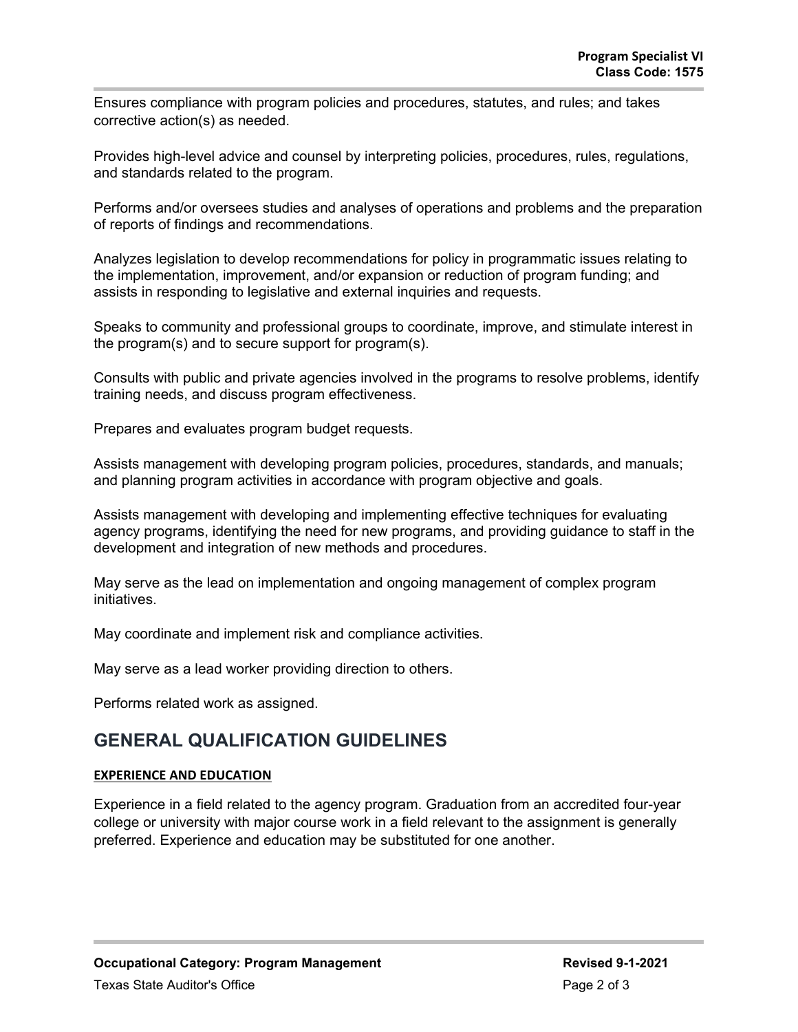Ensures compliance with program policies and procedures, statutes, and rules; and takes corrective action(s) as needed.

Provides high-level advice and counsel by interpreting policies, procedures, rules, regulations, and standards related to the program.

Performs and/or oversees studies and analyses of operations and problems and the preparation of reports of findings and recommendations.

Analyzes legislation to develop recommendations for policy in programmatic issues relating to the implementation, improvement, and/or expansion or reduction of program funding; and assists in responding to legislative and external inquiries and requests.

Speaks to community and professional groups to coordinate, improve, and stimulate interest in the program(s) and to secure support for program(s).

Consults with public and private agencies involved in the programs to resolve problems, identify training needs, and discuss program effectiveness.

Prepares and evaluates program budget requests.

Assists management with developing program policies, procedures, standards, and manuals; and planning program activities in accordance with program objective and goals.

Assists management with developing and implementing effective techniques for evaluating agency programs, identifying the need for new programs, and providing guidance to staff in the development and integration of new methods and procedures.

May serve as the lead on implementation and ongoing management of complex program initiatives.

May coordinate and implement risk and compliance activities.

May serve as a lead worker providing direction to others.

Performs related work as assigned.

## GENERAL QUALIFICATION GUIDELINES

### EXPERIENCE AND EDUCATION

Experience in a field related to the agency program. Graduation from an accredited four-year college or university with major course work in a field relevant to the assignment is generally preferred. Experience and education may be substituted for one another.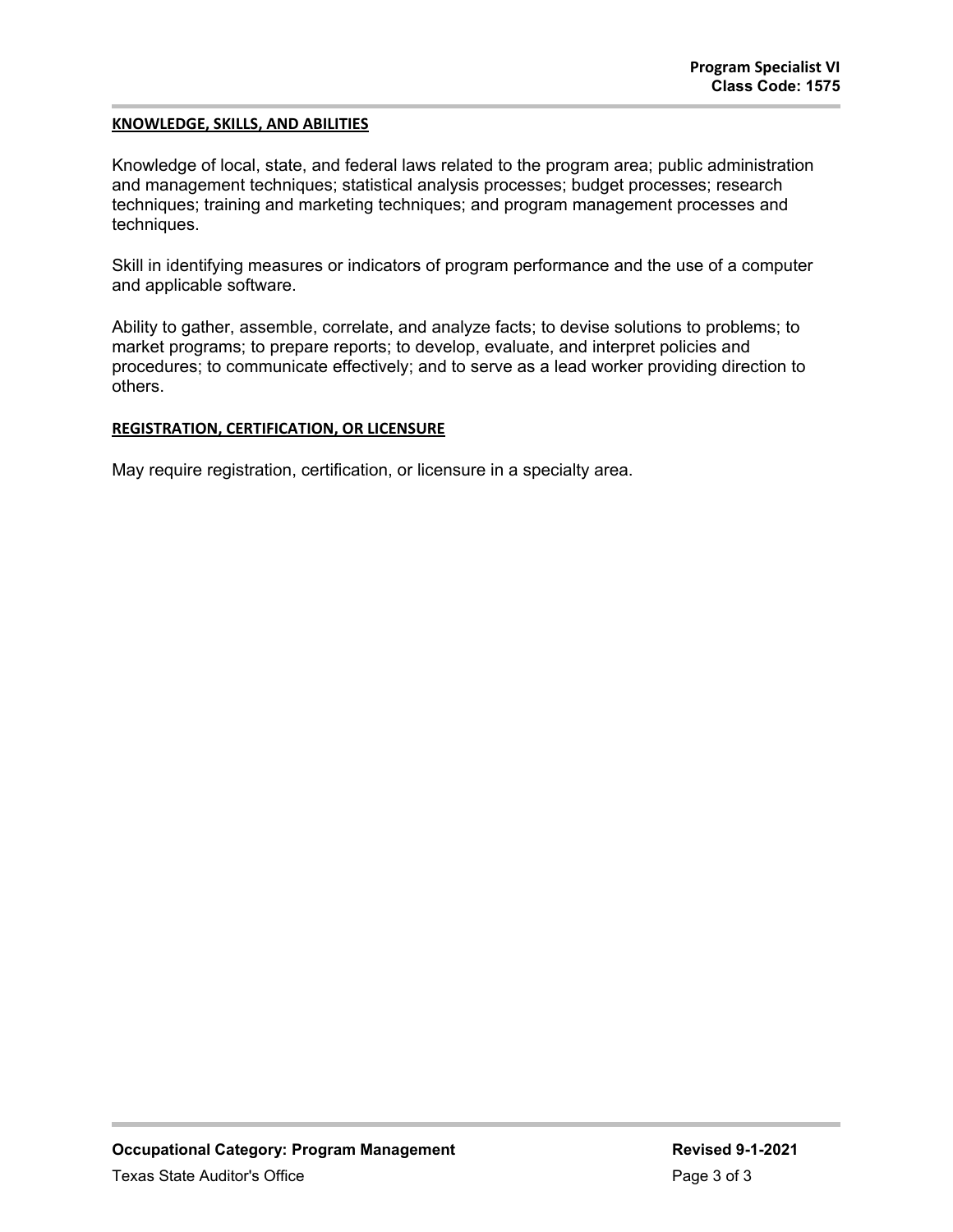## KNOWLEDGE, SKILLS, AND ABILITIES

Knowledge of local, state, and federal laws related to the program area; public administration and management techniques; statistical analysis processes; budget processes; research techniques; training and marketing techniques; and program management processes and techniques.

Skill in identifying measures or indicators of program performance and the use of a computer and applicable software.

Ability to gather, assemble, correlate, and analyze facts; to devise solutions to problems; to market programs; to prepare reports; to develop, evaluate, and interpret policies and procedures; to communicate effectively; and to serve as a lead worker providing direction to others.

## REGISTRATION, CERTIFICATION, OR LICENSURE

May require registration, certification, or licensure in a specialty area.